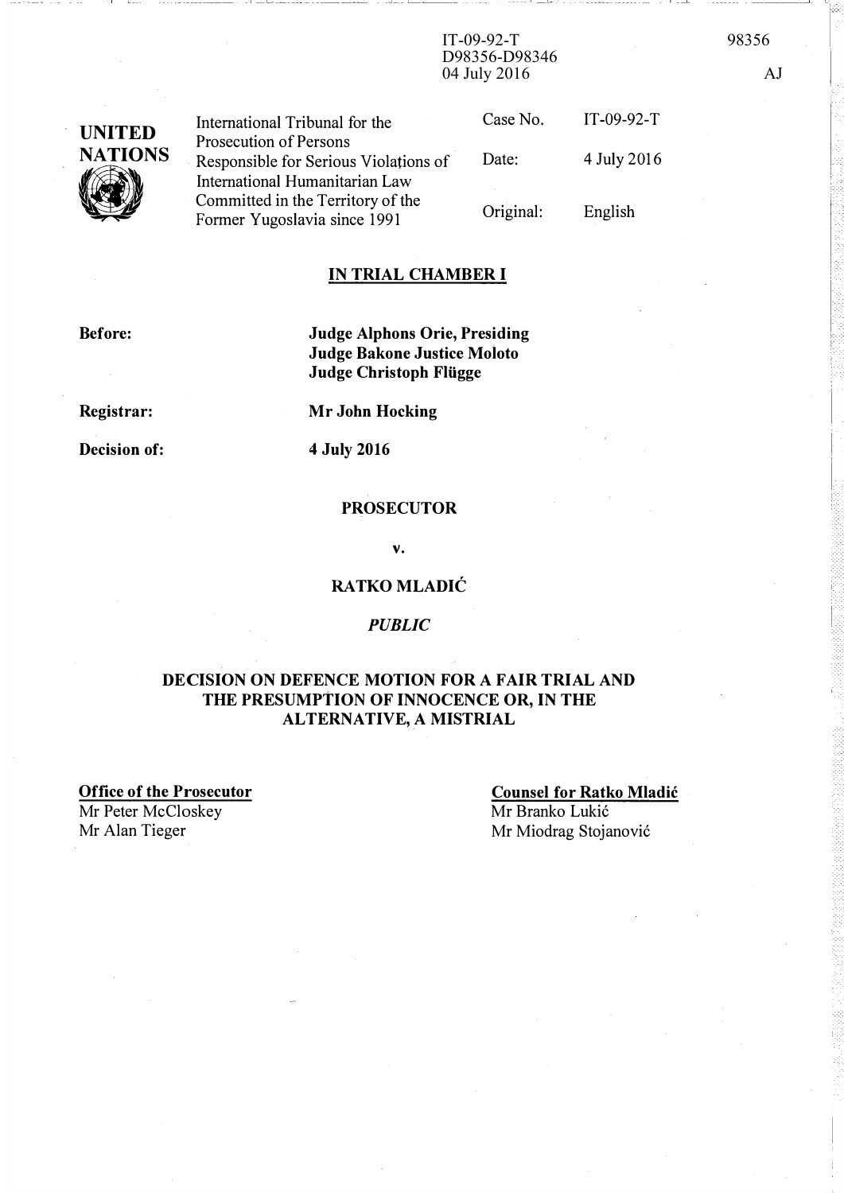IT-09-92-T
D98356-D98346
04 July 2016

98356

AJ

**UNITED NATIONS**

| International Tribunal for the Prosecution of Persons Responsible for Serious Violations of International Humanitarian Law Committed in the Territory of the Former Yugoslavia since 1991 | | |
|---|---|---|
| | Case No. | IT-09-92-T |
| | Date: | 4 July 2016 |
| | Original: | English |

## IN TRIAL CHAMBER I

**Before:** **Judge Alphons Orie, Presiding**
**Judge Bakone Justice Moloto**
**Judge Christoph Flügge**

**Registrar:** **Mr John Hocking**

**Decision of:** **4 July 2016**

**PROSECUTOR**

**v.**

**RATKO MLADIĆ**

***PUBLIC***

# DECISION ON DEFENCE MOTION FOR A FAIR TRIAL AND THE PRESUMPTION OF INNOCENCE OR, IN THE ALTERNATIVE, A MISTRIAL

**Office of the Prosecutor**
Mr Peter McCloskey
Mr Alan Tieger

**Counsel for Ratko Mladić**
Mr Branko Lukić
Mr Miodrag Stojanović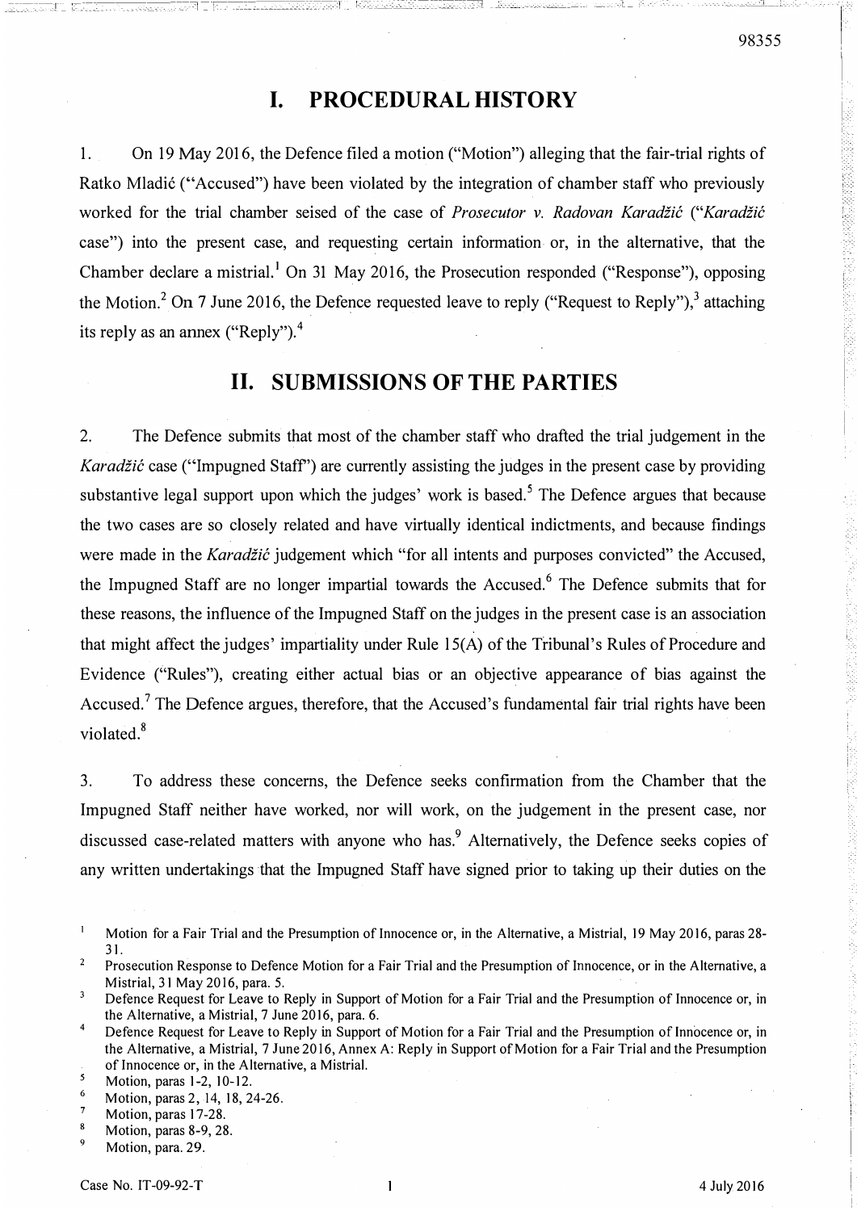# I. PROCEDURAL HISTORY

1. On 19 May 2016, the Defence filed a motion ("Motion") alleging that the fair-trial rights of Ratko Mladić ("Accused") have been violated by the integration of chamber staff who previously worked for the trial chamber seised of the case of *Prosecutor v. Radovan Karadžić* ("*Karadžić* case") into the present case, and requesting certain information or, in the alternative, that the Chamber declare a mistrial.[1] On 31 May 2016, the Prosecution responded ("Response"), opposing the Motion.[2] On 7 June 2016, the Defence requested leave to reply ("Request to Reply"),[3] attaching its reply as an annex ("Reply").[4]

# II. SUBMISSIONS OF THE PARTIES

2. The Defence submits that most of the chamber staff who drafted the trial judgement in the *Karadžić* case ("Impugned Staff") are currently assisting the judges in the present case by providing substantive legal support upon which the judges' work is based.[5] The Defence argues that because the two cases are so closely related and have virtually identical indictments, and because findings were made in the *Karadžić* judgement which "for all intents and purposes convicted" the Accused, the Impugned Staff are no longer impartial towards the Accused.[6] The Defence submits that for these reasons, the influence of the Impugned Staff on the judges in the present case is an association that might affect the judges' impartiality under Rule 15(A) of the Tribunal's Rules of Procedure and Evidence ("Rules"), creating either actual bias or an objective appearance of bias against the Accused.[7] The Defence argues, therefore, that the Accused's fundamental fair trial rights have been violated.[8]

3. To address these concerns, the Defence seeks confirmation from the Chamber that the Impugned Staff neither have worked, nor will work, on the judgement in the present case, nor discussed case-related matters with anyone who has.[9] Alternatively, the Defence seeks copies of any written undertakings that the Impugned Staff have signed prior to taking up their duties on the

---

[1] Motion for a Fair Trial and the Presumption of Innocence or, in the Alternative, a Mistrial, 19 May 2016, paras 28-31.

[2] Prosecution Response to Defence Motion for a Fair Trial and the Presumption of Innocence, or in the Alternative, a Mistrial, 31 May 2016, para. 5.

[3] Defence Request for Leave to Reply in Support of Motion for a Fair Trial and the Presumption of Innocence or, in the Alternative, a Mistrial, 7 June 2016, para. 6.

[4] Defence Request for Leave to Reply in Support of Motion for a Fair Trial and the Presumption of Innocence or, in the Alternative, a Mistrial, 7 June 2016, Annex A: Reply in Support of Motion for a Fair Trial and the Presumption of Innocence or, in the Alternative, a Mistrial.

[5] Motion, paras 1-2, 10-12.

[6] Motion, paras 2, 14, 18, 24-26.

[7] Motion, paras 17-28.

[8] Motion, paras 8-9, 28.

[9] Motion, para. 29.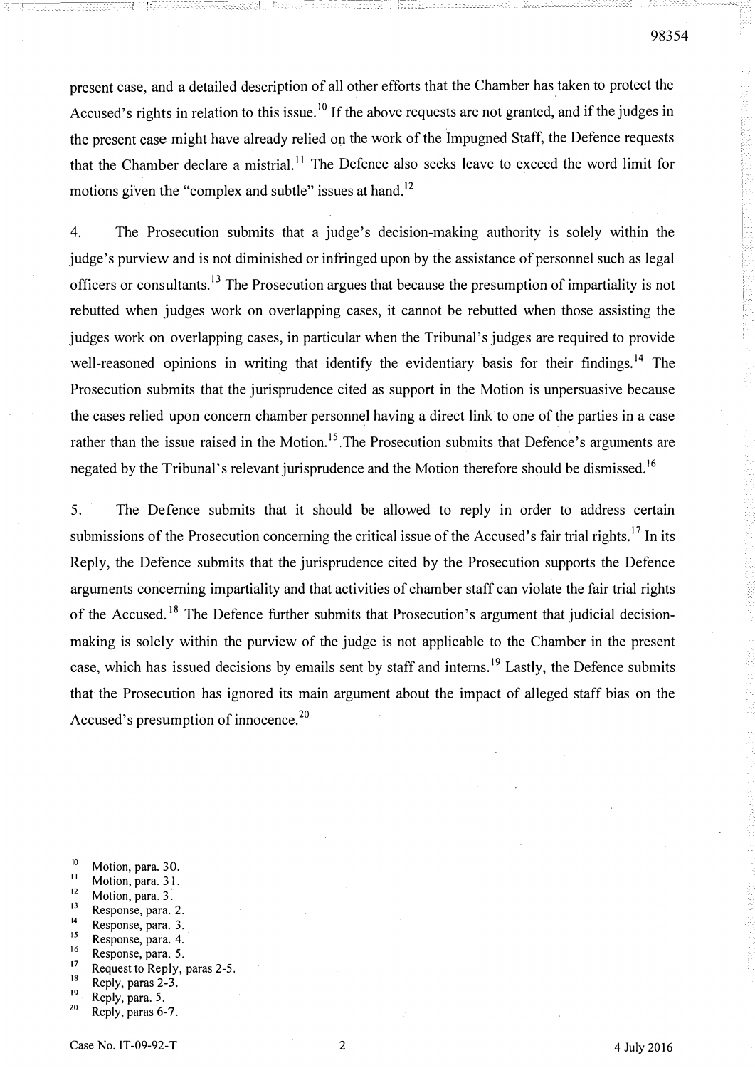present case, and a detailed description of all other efforts that the Chamber has taken to protect the Accused's rights in relation to this issue.[10] If the above requests are not granted, and if the judges in the present case might have already relied on the work of the Impugned Staff, the Defence requests that the Chamber declare a mistrial.[11] The Defence also seeks leave to exceed the word limit for motions given the "complex and subtle" issues at hand.[12]

4. The Prosecution submits that a judge's decision-making authority is solely within the judge's purview and is not diminished or infringed upon by the assistance of personnel such as legal officers or consultants.[13] The Prosecution argues that because the presumption of impartiality is not rebutted when judges work on overlapping cases, it cannot be rebutted when those assisting the judges work on overlapping cases, in particular when the Tribunal's judges are required to provide well-reasoned opinions in writing that identify the evidentiary basis for their findings.[14] The Prosecution submits that the jurisprudence cited as support in the Motion is unpersuasive because the cases relied upon concern chamber personnel having a direct link to one of the parties in a case rather than the issue raised in the Motion.[15] The Prosecution submits that Defence's arguments are negated by the Tribunal's relevant jurisprudence and the Motion therefore should be dismissed.[16]

5. The Defence submits that it should be allowed to reply in order to address certain submissions of the Prosecution concerning the critical issue of the Accused's fair trial rights.[17] In its Reply, the Defence submits that the jurisprudence cited by the Prosecution supports the Defence arguments concerning impartiality and that activities of chamber staff can violate the fair trial rights of the Accused.[18] The Defence further submits that Prosecution's argument that judicial decision-making is solely within the purview of the judge is not applicable to the Chamber in the present case, which has issued decisions by emails sent by staff and interns.[19] Lastly, the Defence submits that the Prosecution has ignored its main argument about the impact of alleged staff bias on the Accused's presumption of innocence.[20]

---

[10] Motion, para. 30.
[11] Motion, para. 31.
[12] Motion, para. 3.
[13] Response, para. 2.
[14] Response, para. 3.
[15] Response, para. 4.
[16] Response, para. 5.
[17] Request to Reply, paras 2-5.
[18] Reply, paras 2-3.
[19] Reply, para. 5.
[20] Reply, paras 6-7.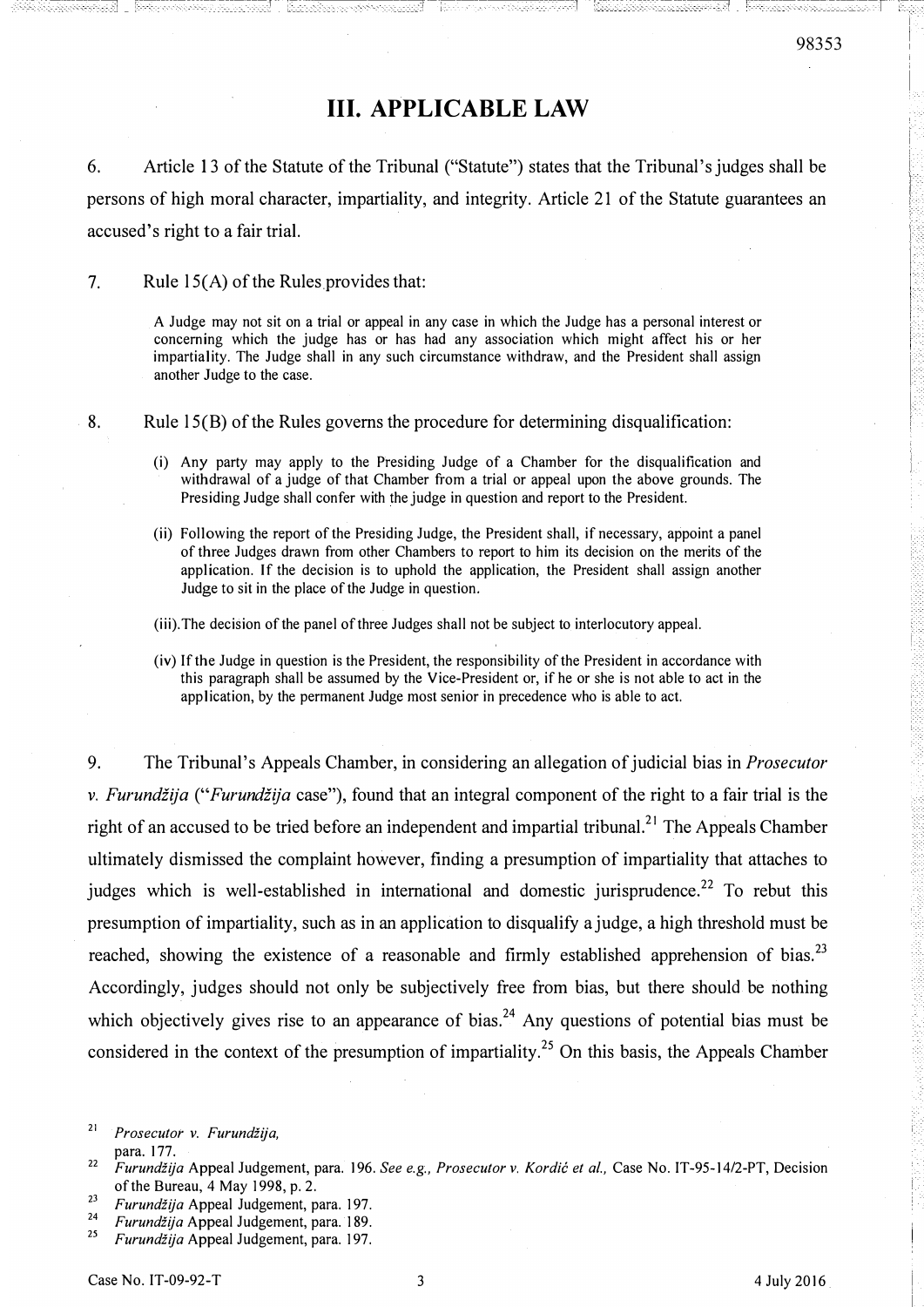# III. APPLICABLE LAW

6. Article 13 of the Statute of the Tribunal ("Statute") states that the Tribunal's judges shall be persons of high moral character, impartiality, and integrity. Article 21 of the Statute guarantees an accused's right to a fair trial.

7. Rule 15(A) of the Rules provides that:

> A Judge may not sit on a trial or appeal in any case in which the Judge has a personal interest or concerning which the judge has or has had any association which might affect his or her impartiality. The Judge shall in any such circumstance withdraw, and the President shall assign another Judge to the case.

8. Rule 15(B) of the Rules governs the procedure for determining disqualification:

> (i) Any party may apply to the Presiding Judge of a Chamber for the disqualification and withdrawal of a judge of that Chamber from a trial or appeal upon the above grounds. The Presiding Judge shall confer with the judge in question and report to the President.
>
> (ii) Following the report of the Presiding Judge, the President shall, if necessary, appoint a panel of three Judges drawn from other Chambers to report to him its decision on the merits of the application. If the decision is to uphold the application, the President shall assign another Judge to sit in the place of the Judge in question.
>
> (iii).The decision of the panel of three Judges shall not be subject to interlocutory appeal.
>
> (iv) If the Judge in question is the President, the responsibility of the President in accordance with this paragraph shall be assumed by the Vice-President or, if he or she is not able to act in the application, by the permanent Judge most senior in precedence who is able to act.

9. The Tribunal's Appeals Chamber, in considering an allegation of judicial bias in *Prosecutor v. Furundžija* ("*Furundžija* case"), found that an integral component of the right to a fair trial is the right of an accused to be tried before an independent and impartial tribunal.[21] The Appeals Chamber ultimately dismissed the complaint however, finding a presumption of impartiality that attaches to judges which is well-established in international and domestic jurisprudence.[22] To rebut this presumption of impartiality, such as in an application to disqualify a judge, a high threshold must be reached, showing the existence of a reasonable and firmly established apprehension of bias.[23] Accordingly, judges should not only be subjectively free from bias, but there should be nothing which objectively gives rise to an appearance of bias.[24] Any questions of potential bias must be considered in the context of the presumption of impartiality.[25] On this basis, the Appeals Chamber

---

[21] *Prosecutor v. Furundžija,* para. 177.

[22] *Furundžija* Appeal Judgement, para. 196. *See e.g., Prosecutor v. Kordić et al.,* Case No. IT-95-14/2-PT, Decision of the Bureau, 4 May 1998, p. 2.

[23] *Furundžija* Appeal Judgement, para. 197.

[24] *Furundžija* Appeal Judgement, para. 189.

[25] *Furundžija* Appeal Judgement, para. 197.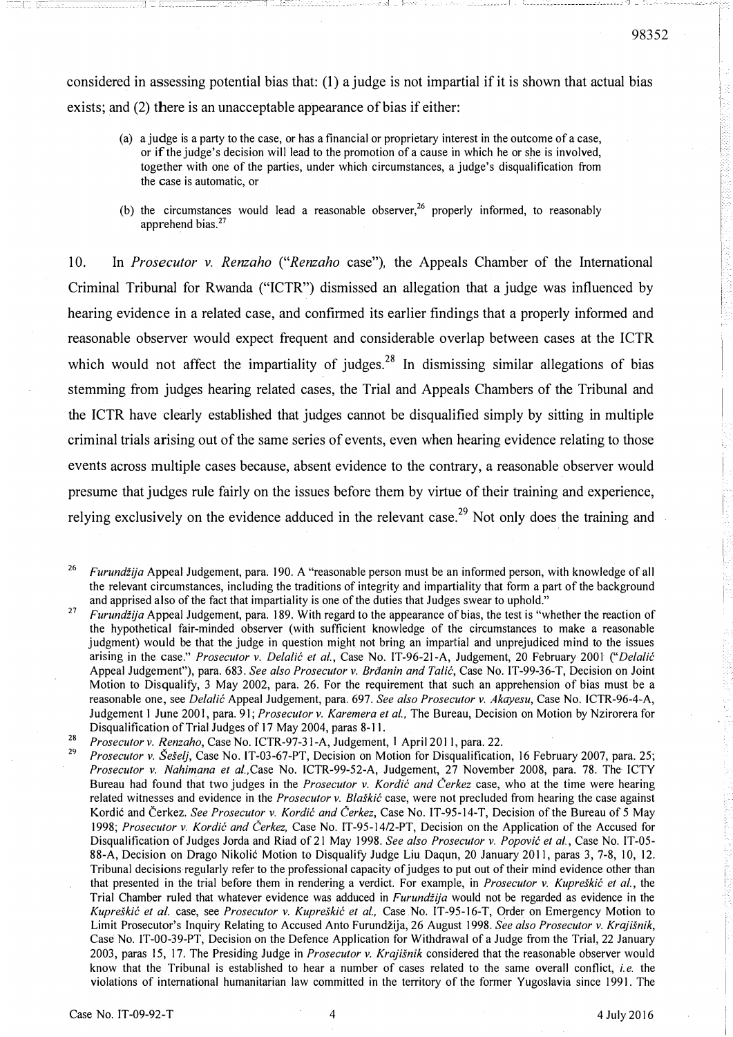considered in assessing potential bias that: (1) a judge is not impartial if it is shown that actual bias exists; and (2) there is an unacceptable appearance of bias if either:

> (a) a judge is a party to the case, or has a financial or proprietary interest in the outcome of a case, or if the judge's decision will lead to the promotion of a cause in which he or she is involved, together with one of the parties, under which circumstances, a judge's disqualification from the case is automatic, or
>
> (b) the circumstances would lead a reasonable observer,[26] properly informed, to reasonably apprehend bias.[27]

10. In *Prosecutor v. Renzaho* ("*Renzaho* case"), the Appeals Chamber of the International Criminal Tribunal for Rwanda ("ICTR") dismissed an allegation that a judge was influenced by hearing evidence in a related case, and confirmed its earlier findings that a properly informed and reasonable observer would expect frequent and considerable overlap between cases at the ICTR which would not affect the impartiality of judges.[28] In dismissing similar allegations of bias stemming from judges hearing related cases, the Trial and Appeals Chambers of the Tribunal and the ICTR have clearly established that judges cannot be disqualified simply by sitting in multiple criminal trials arising out of the same series of events, even when hearing evidence relating to those events across multiple cases because, absent evidence to the contrary, a reasonable observer would presume that judges rule fairly on the issues before them by virtue of their training and experience, relying exclusively on the evidence adduced in the relevant case.[29] Not only does the training and

---

[26] *Furundžija* Appeal Judgement, para. 190. A "reasonable person must be an informed person, with knowledge of all the relevant circumstances, including the traditions of integrity and impartiality that form a part of the background and apprised also of the fact that impartiality is one of the duties that Judges swear to uphold."

[27] *Furundžija* Appeal Judgement, para. 189. With regard to the appearance of bias, the test is "whether the reaction of the hypothetical fair-minded observer (with sufficient knowledge of the circumstances to make a reasonable judgment) would be that the judge in question might not bring an impartial and unprejudiced mind to the issues arising in the case." *Prosecutor v. Delalić et al.*, Case No. IT-96-21-A, Judgement, 20 February 2001 ("*Delalić* Appeal Judgement"), para. 683. *See also Prosecutor v. Brđanin and Talić*, Case No. IT-99-36-T, Decision on Joint Motion to Disqualify, 3 May 2002, para. 26. For the requirement that such an apprehension of bias must be a reasonable one, see *Delalić* Appeal Judgement, para. 697. *See also Prosecutor v. Akayesu*, Case No. ICTR-96-4-A, Judgement 1 June 2001, para. 91; *Prosecutor v. Karemera et al.,* The Bureau, Decision on Motion by Nzirorera for Disqualification of Trial Judges of 17 May 2004, paras 8-11.

[28] *Prosecutor v. Renzaho*, Case No. ICTR-97-31-A, Judgement, 1 April 2011, para. 22.

[29] *Prosecutor v. Šešelj*, Case No. IT-03-67-PT, Decision on Motion for Disqualification, 16 February 2007, para. 25; *Prosecutor v. Nahimana et al.*,Case No. ICTR-99-52-A, Judgement, 27 November 2008, para. 78. The ICTY Bureau had found that two judges in the *Prosecutor v. Kordić and Čerkez* case, who at the time were hearing related witnesses and evidence in the *Prosecutor v. Blaškić* case, were not precluded from hearing the case against Kordić and Čerkez. *See Prosecutor v. Kordić and Čerkez*, Case No. IT-95-14-T, Decision of the Bureau of 5 May 1998; *Prosecutor v. Kordić and Čerkez,* Case No. IT-95-14/2-PT, Decision on the Application of the Accused for Disqualification of Judges Jorda and Riad of 21 May 1998. *See also Prosecutor v. Popović et al.*, Case No. IT-05-88-A, Decision on Drago Nikolić Motion to Disqualify Judge Liu Daqun, 20 January 2011, paras 3, 7-8, 10, 12. Tribunal decisions regularly refer to the professional capacity of judges to put out of their mind evidence other than that presented in the trial before them in rendering a verdict. For example, in *Prosecutor v. Kupreškić et al.*, the Trial Chamber ruled that whatever evidence was adduced in *Furundžija* would not be regarded as evidence in the *Kupreškić et al.* case, see *Prosecutor v. Kupreškić et al.,* Case No. IT-95-16-T, Order on Emergency Motion to Limit Prosecutor's Inquiry Relating to Accused Anto Furundžija, 26 August 1998. *See also Prosecutor v. Krajišnik*, Case No. IT-00-39-PT, Decision on the Defence Application for Withdrawal of a Judge from the Trial, 22 January 2003, paras 15, 17. The Presiding Judge in *Prosecutor v. Krajišnik* considered that the reasonable observer would know that the Tribunal is established to hear a number of cases related to the same overall conflict, *i.e.* the violations of international humanitarian law committed in the territory of the former Yugoslavia since 1991. The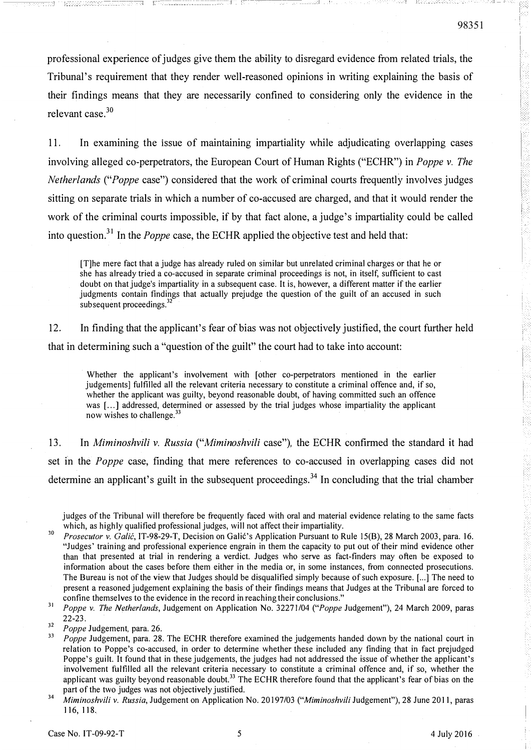professional experience of judges give them the ability to disregard evidence from related trials, the Tribunal's requirement that they render well-reasoned opinions in writing explaining the basis of their findings means that they are necessarily confined to considering only the evidence in the relevant case.[30]

11. In examining the issue of maintaining impartiality while adjudicating overlapping cases involving alleged co-perpetrators, the European Court of Human Rights ("ECHR") in *Poppe v. The Netherlands* ("*Poppe* case") considered that the work of criminal courts frequently involves judges sitting on separate trials in which a number of co-accused are charged, and that it would render the work of the criminal courts impossible, if by that fact alone, a judge's impartiality could be called into question.[31] In the *Poppe* case, the ECHR applied the objective test and held that:

> [T]he mere fact that a judge has already ruled on similar but unrelated criminal charges or that he or she has already tried a co-accused in separate criminal proceedings is not, in itself, sufficient to cast doubt on that judge's impartiality in a subsequent case. It is, however, a different matter if the earlier judgments contain findings that actually prejudge the question of the guilt of an accused in such subsequent proceedings.[32]

12. In finding that the applicant's fear of bias was not objectively justified, the court further held that in determining such a "question of the guilt" the court had to take into account:

> Whether the applicant's involvement with [other co-perpetrators mentioned in the earlier judgements] fulfilled all the relevant criteria necessary to constitute a criminal offence and, if so, whether the applicant was guilty, beyond reasonable doubt, of having committed such an offence was [...] addressed, determined or assessed by the trial judges whose impartiality the applicant now wishes to challenge.[33]

13. In *Miminoshvili v. Russia* ("*Miminoshvili* case"), the ECHR confirmed the standard it had set in the *Poppe* case, finding that mere references to co-accused in overlapping cases did not determine an applicant's guilt in the subsequent proceedings.[34] In concluding that the trial chamber

judges of the Tribunal will therefore be frequently faced with oral and material evidence relating to the same facts which, as highly qualified professional judges, will not affect their impartiality.

[30] *Prosecutor v. Galić*, IT-98-29-T, Decision on Galić's Application Pursuant to Rule 15(B), 28 March 2003, para. 16. "Judges' training and professional experience engrain in them the capacity to put out of their mind evidence other than that presented at trial in rendering a verdict. Judges who serve as fact-finders may often be exposed to information about the cases before them either in the media or, in some instances, from connected prosecutions. The Bureau is not of the view that Judges should be disqualified simply because of such exposure. [...] The need to present a reasoned judgement explaining the basis of their findings means that Judges at the Tribunal are forced to confine themselves to the evidence in the record in reaching their conclusions."

[31] *Poppe v. The Netherlands*, Judgement on Application No. 32271/04 ("*Poppe* Judgement"), 24 March 2009, paras 22-23.

[32] *Poppe* Judgement, para. 26.

[33] *Poppe* Judgement, para. 28. The ECHR therefore examined the judgements handed down by the national court in relation to Poppe's co-accused, in order to determine whether these included any finding that in fact prejudged Poppe's guilt. It found that in these judgements, the judges had not addressed the issue of whether the applicant's involvement fulfilled all the relevant criteria necessary to constitute a criminal offence and, if so, whether the applicant was guilty beyond reasonable doubt.[33] The ECHR therefore found that the applicant's fear of bias on the part of the two judges was not objectively justified.

[34] *Miminoshvili v. Russia*, Judgement on Application No. 20197/03 ("*Miminoshvili* Judgement"), 28 June 2011, paras 116, 118.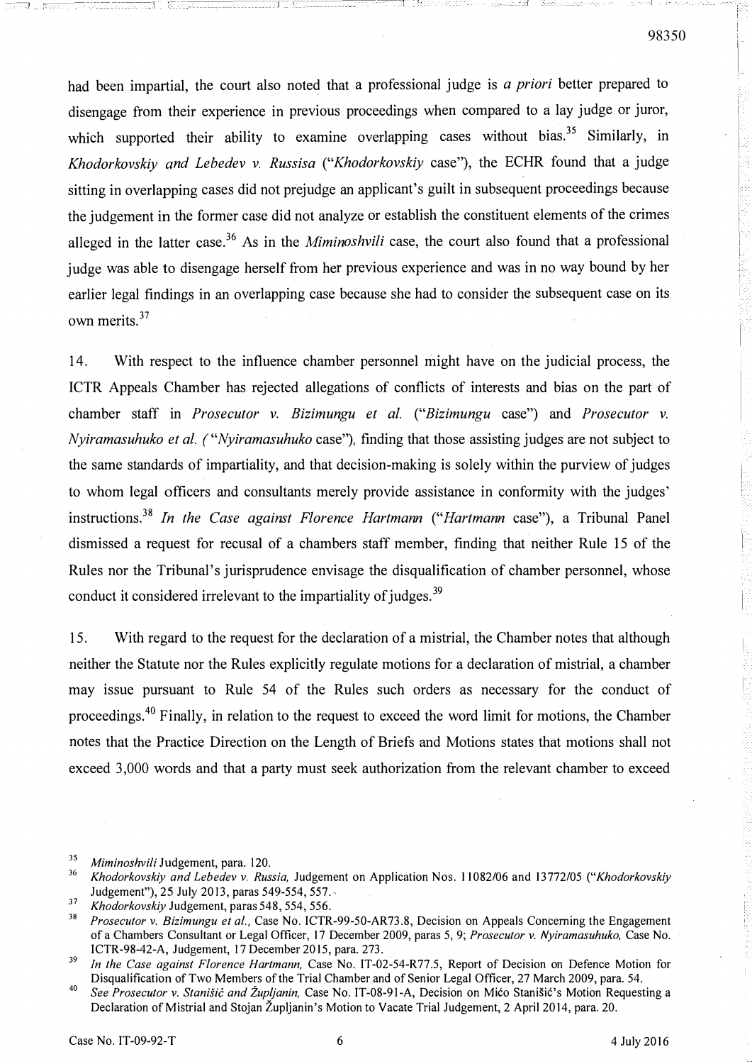had been impartial, the court also noted that a professional judge is *a priori* better prepared to disengage from their experience in previous proceedings when compared to a lay judge or juror, which supported their ability to examine overlapping cases without bias.[35] Similarly, in *Khodorkovskiy and Lebedev v. Russisa* ("*Khodorkovskiy* case"), the ECHR found that a judge sitting in overlapping cases did not prejudge an applicant's guilt in subsequent proceedings because the judgement in the former case did not analyze or establish the constituent elements of the crimes alleged in the latter case.[36] As in the *Miminoshvili* case, the court also found that a professional judge was able to disengage herself from her previous experience and was in no way bound by her earlier legal findings in an overlapping case because she had to consider the subsequent case on its own merits.[37]

14. With respect to the influence chamber personnel might have on the judicial process, the ICTR Appeals Chamber has rejected allegations of conflicts of interests and bias on the part of chamber staff in *Prosecutor v. Bizimungu et al.* ("*Bizimungu* case") and *Prosecutor v. Nyiramasuhuko et al.* ("*Nyiramasuhuko* case"), finding that those assisting judges are not subject to the same standards of impartiality, and that decision-making is solely within the purview of judges to whom legal officers and consultants merely provide assistance in conformity with the judges' instructions.[38] *In the Case against Florence Hartmann* ("*Hartmann* case"), a Tribunal Panel dismissed a request for recusal of a chambers staff member, finding that neither Rule 15 of the Rules nor the Tribunal's jurisprudence envisage the disqualification of chamber personnel, whose conduct it considered irrelevant to the impartiality of judges.[39]

15. With regard to the request for the declaration of a mistrial, the Chamber notes that although neither the Statute nor the Rules explicitly regulate motions for a declaration of mistrial, a chamber may issue pursuant to Rule 54 of the Rules such orders as necessary for the conduct of proceedings.[40] Finally, in relation to the request to exceed the word limit for motions, the Chamber notes that the Practice Direction on the Length of Briefs and Motions states that motions shall not exceed 3,000 words and that a party must seek authorization from the relevant chamber to exceed

---

[35] *Miminoshvili* Judgement, para. 120.

[36] *Khodorkovskiy and Lebedev v. Russia,* Judgement on Application Nos. 11082/06 and 13772/05 ("*Khodorkovskiy* Judgement"), 25 July 2013, paras 549-554, 557.

[37] *Khodorkovskiy* Judgement, paras 548, 554, 556.

[38] *Prosecutor v. Bizimungu et al.,* Case No. ICTR-99-50-AR73.8, Decision on Appeals Concerning the Engagement of a Chambers Consultant or Legal Officer, 17 December 2009, paras 5, 9; *Prosecutor v. Nyiramasuhuko,* Case No. ICTR-98-42-A, Judgement, 17 December 2015, para. 273.

[39] *In the Case against Florence Hartmann,* Case No. IT-02-54-R77.5, Report of Decision on Defence Motion for Disqualification of Two Members of the Trial Chamber and of Senior Legal Officer, 27 March 2009, para. 54.

[40] *See Prosecutor v. Stanišić and Župljanin,* Case No. IT-08-91-A, Decision on Mićo Stanišić's Motion Requesting a Declaration of Mistrial and Stojan Župljanin's Motion to Vacate Trial Judgement, 2 April 2014, para. 20.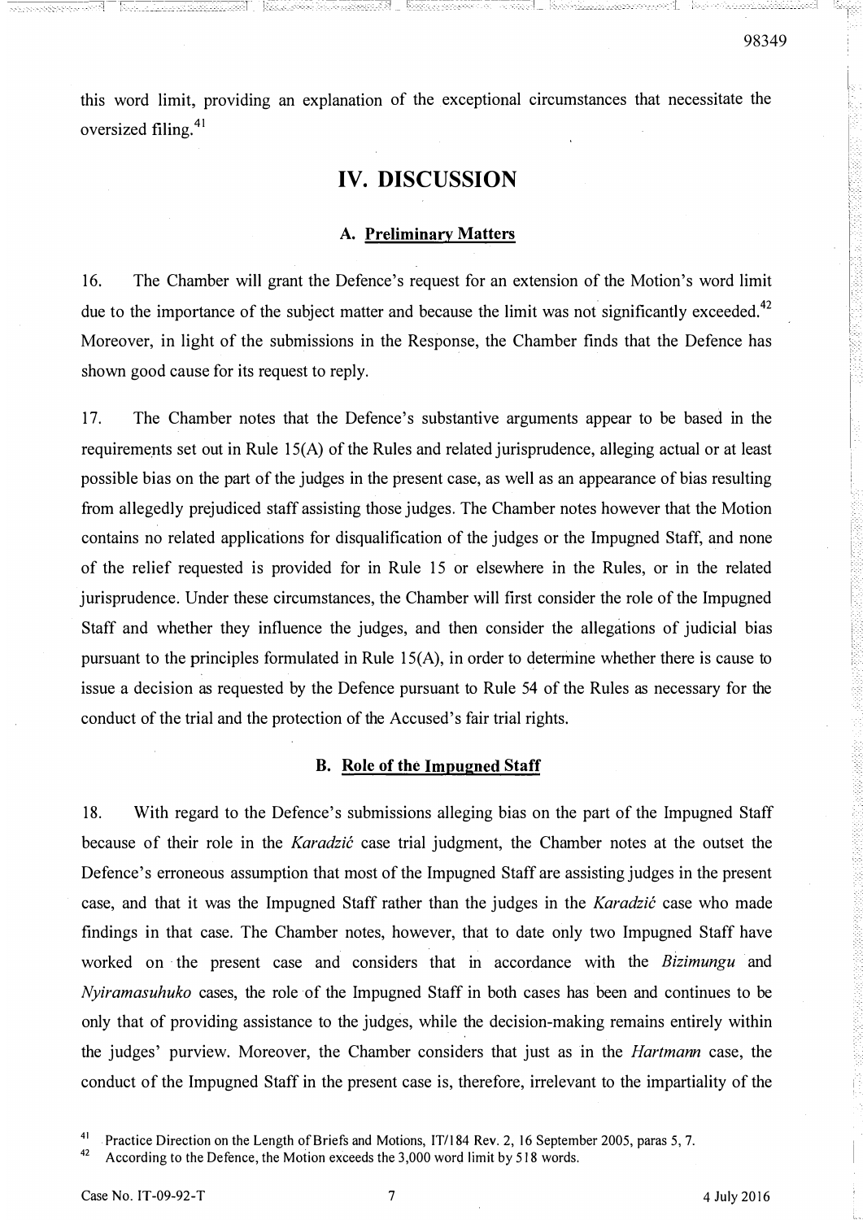this word limit, providing an explanation of the exceptional circumstances that necessitate the oversized filing.[41]

# IV. DISCUSSION

## A. Preliminary Matters

16. The Chamber will grant the Defence's request for an extension of the Motion's word limit due to the importance of the subject matter and because the limit was not significantly exceeded.[42] Moreover, in light of the submissions in the Response, the Chamber finds that the Defence has shown good cause for its request to reply.

17. The Chamber notes that the Defence's substantive arguments appear to be based in the requirements set out in Rule 15(A) of the Rules and related jurisprudence, alleging actual or at least possible bias on the part of the judges in the present case, as well as an appearance of bias resulting from allegedly prejudiced staff assisting those judges. The Chamber notes however that the Motion contains no related applications for disqualification of the judges or the Impugned Staff, and none of the relief requested is provided for in Rule 15 or elsewhere in the Rules, or in the related jurisprudence. Under these circumstances, the Chamber will first consider the role of the Impugned Staff and whether they influence the judges, and then consider the allegations of judicial bias pursuant to the principles formulated in Rule 15(A), in order to determine whether there is cause to issue a decision as requested by the Defence pursuant to Rule 54 of the Rules as necessary for the conduct of the trial and the protection of the Accused's fair trial rights.

## B. Role of the Impugned Staff

18. With regard to the Defence's submissions alleging bias on the part of the Impugned Staff because of their role in the *Karadzić* case trial judgment, the Chamber notes at the outset the Defence's erroneous assumption that most of the Impugned Staff are assisting judges in the present case, and that it was the Impugned Staff rather than the judges in the *Karadzić* case who made findings in that case. The Chamber notes, however, that to date only two Impugned Staff have worked on the present case and considers that in accordance with the *Bizimungu* and *Nyiramasuhuko* cases, the role of the Impugned Staff in both cases has been and continues to be only that of providing assistance to the judges, while the decision-making remains entirely within the judges' purview. Moreover, the Chamber considers that just as in the *Hartmann* case, the conduct of the Impugned Staff in the present case is, therefore, irrelevant to the impartiality of the

[41] Practice Direction on the Length of Briefs and Motions, IT/184 Rev. 2, 16 September 2005, paras 5, 7.

[42] According to the Defence, the Motion exceeds the 3,000 word limit by 518 words.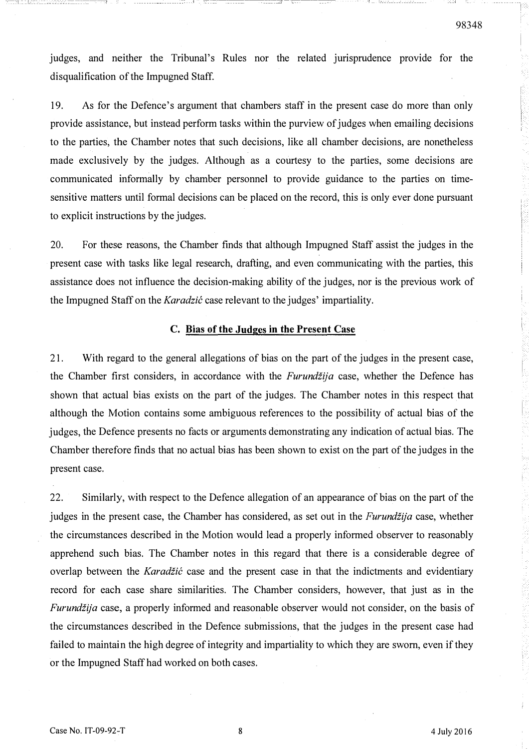judges, and neither the Tribunal's Rules nor the related jurisprudence provide for the disqualification of the Impugned Staff.

19. As for the Defence's argument that chambers staff in the present case do more than only provide assistance, but instead perform tasks within the purview of judges when emailing decisions to the parties, the Chamber notes that such decisions, like all chamber decisions, are nonetheless made exclusively by the judges. Although as a courtesy to the parties, some decisions are communicated informally by chamber personnel to provide guidance to the parties on time-sensitive matters until formal decisions can be placed on the record, this is only ever done pursuant to explicit instructions by the judges.

20. For these reasons, the Chamber finds that although Impugned Staff assist the judges in the present case with tasks like legal research, drafting, and even communicating with the parties, this assistance does not influence the decision-making ability of the judges, nor is the previous work of the Impugned Staff on the *Karadzić* case relevant to the judges' impartiality.

### C. Bias of the Judges in the Present Case

21. With regard to the general allegations of bias on the part of the judges in the present case, the Chamber first considers, in accordance with the *Furundžija* case, whether the Defence has shown that actual bias exists on the part of the judges. The Chamber notes in this respect that although the Motion contains some ambiguous references to the possibility of actual bias of the judges, the Defence presents no facts or arguments demonstrating any indication of actual bias. The Chamber therefore finds that no actual bias has been shown to exist on the part of the judges in the present case.

22. Similarly, with respect to the Defence allegation of an appearance of bias on the part of the judges in the present case, the Chamber has considered, as set out in the *Furundžija* case, whether the circumstances described in the Motion would lead a properly informed observer to reasonably apprehend such bias. The Chamber notes in this regard that there is a considerable degree of overlap between the *Karadžić* case and the present case in that the indictments and evidentiary record for each case share similarities. The Chamber considers, however, that just as in the *Furundžija* case, a properly informed and reasonable observer would not consider, on the basis of the circumstances described in the Defence submissions, that the judges in the present case had failed to maintain the high degree of integrity and impartiality to which they are sworn, even if they or the Impugned Staff had worked on both cases.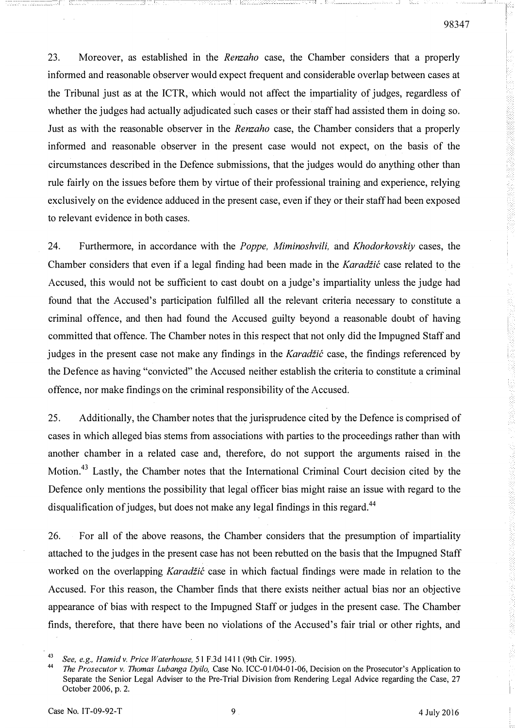23. Moreover, as established in the *Renzaho* case, the Chamber considers that a properly informed and reasonable observer would expect frequent and considerable overlap between cases at the Tribunal just as at the ICTR, which would not affect the impartiality of judges, regardless of whether the judges had actually adjudicated such cases or their staff had assisted them in doing so. Just as with the reasonable observer in the *Renzaho* case, the Chamber considers that a properly informed and reasonable observer in the present case would not expect, on the basis of the circumstances described in the Defence submissions, that the judges would do anything other than rule fairly on the issues before them by virtue of their professional training and experience, relying exclusively on the evidence adduced in the present case, even if they or their staff had been exposed to relevant evidence in both cases.

24. Furthermore, in accordance with the *Poppe, Miminoshvili,* and *Khodorkovskiy* cases, the Chamber considers that even if a legal finding had been made in the *Karadžić* case related to the Accused, this would not be sufficient to cast doubt on a judge's impartiality unless the judge had found that the Accused's participation fulfilled all the relevant criteria necessary to constitute a criminal offence, and then had found the Accused guilty beyond a reasonable doubt of having committed that offence. The Chamber notes in this respect that not only did the Impugned Staff and judges in the present case not make any findings in the *Karadžić* case, the findings referenced by the Defence as having "convicted" the Accused neither establish the criteria to constitute a criminal offence, nor make findings on the criminal responsibility of the Accused.

25. Additionally, the Chamber notes that the jurisprudence cited by the Defence is comprised of cases in which alleged bias stems from associations with parties to the proceedings rather than with another chamber in a related case and, therefore, do not support the arguments raised in the Motion.[43] Lastly, the Chamber notes that the International Criminal Court decision cited by the Defence only mentions the possibility that legal officer bias might raise an issue with regard to the disqualification of judges, but does not make any legal findings in this regard.[44]

26. For all of the above reasons, the Chamber considers that the presumption of impartiality attached to the judges in the present case has not been rebutted on the basis that the Impugned Staff worked on the overlapping *Karadžić* case in which factual findings were made in relation to the Accused. For this reason, the Chamber finds that there exists neither actual bias nor an objective appearance of bias with respect to the Impugned Staff or judges in the present case. The Chamber finds, therefore, that there have been no violations of the Accused's fair trial or other rights, and

---

[43] *See, e.g., Hamid v. Price Waterhouse,* 51 F.3d 1411 (9th Cir. 1995).

[44] *The Prosecutor v. Thomas Lubanga Dyilo,* Case No. ICC-01/04-01-06, Decision on the Prosecutor's Application to Separate the Senior Legal Adviser to the Pre-Trial Division from Rendering Legal Advice regarding the Case, 27 October 2006, p. 2.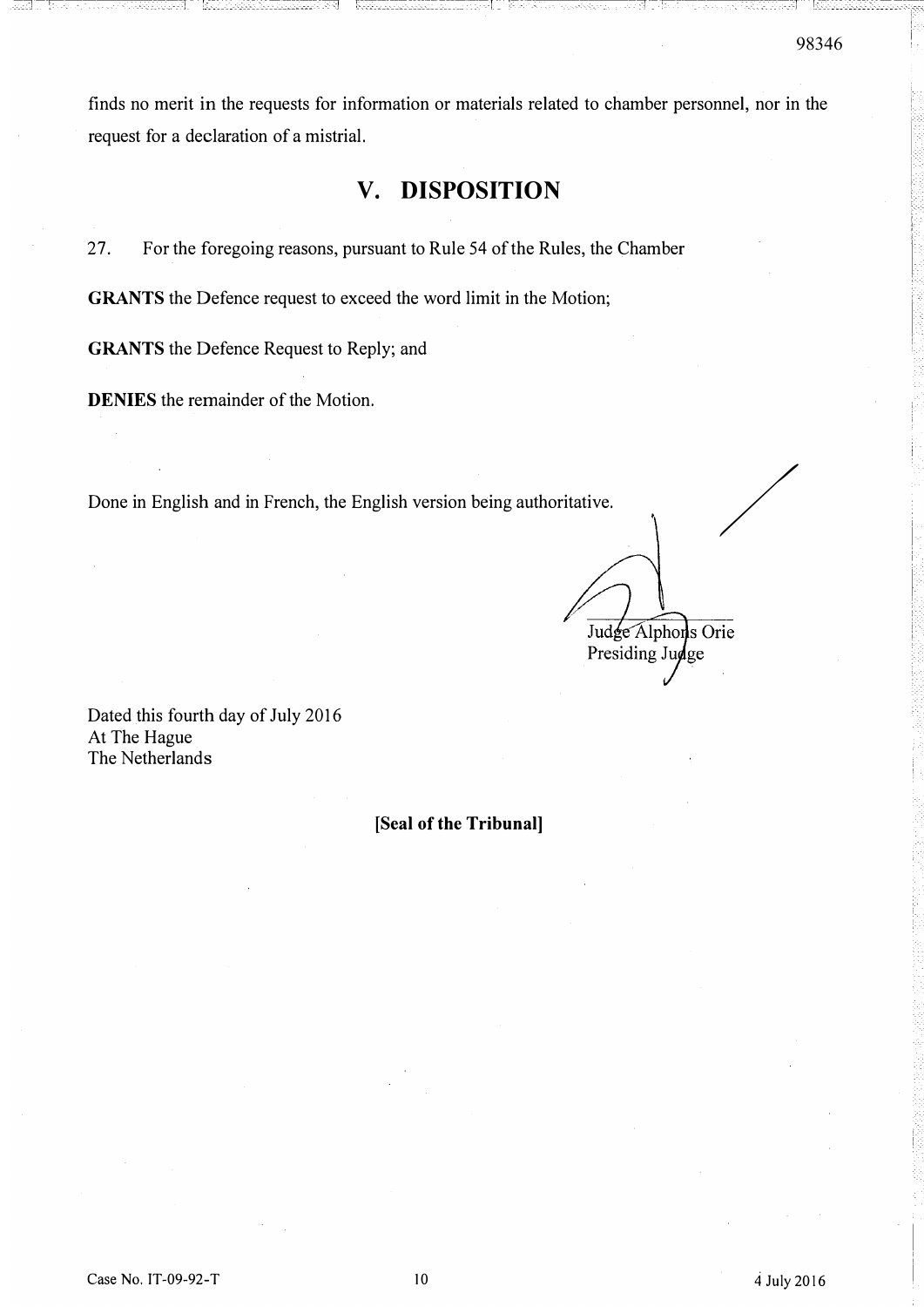finds no merit in the requests for information or materials related to chamber personnel, nor in the request for a declaration of a mistrial.

## V. DISPOSITION

27. For the foregoing reasons, pursuant to Rule 54 of the Rules, the Chamber

**GRANTS** the Defence request to exceed the word limit in the Motion;

**GRANTS** the Defence Request to Reply; and

**DENIES** the remainder of the Motion.

Done in English and in French, the English version being authoritative.

Judge Alphons Orie
Presiding Judge

Dated this fourth day of July 2016
At The Hague
The Netherlands

**[Seal of the Tribunal]**